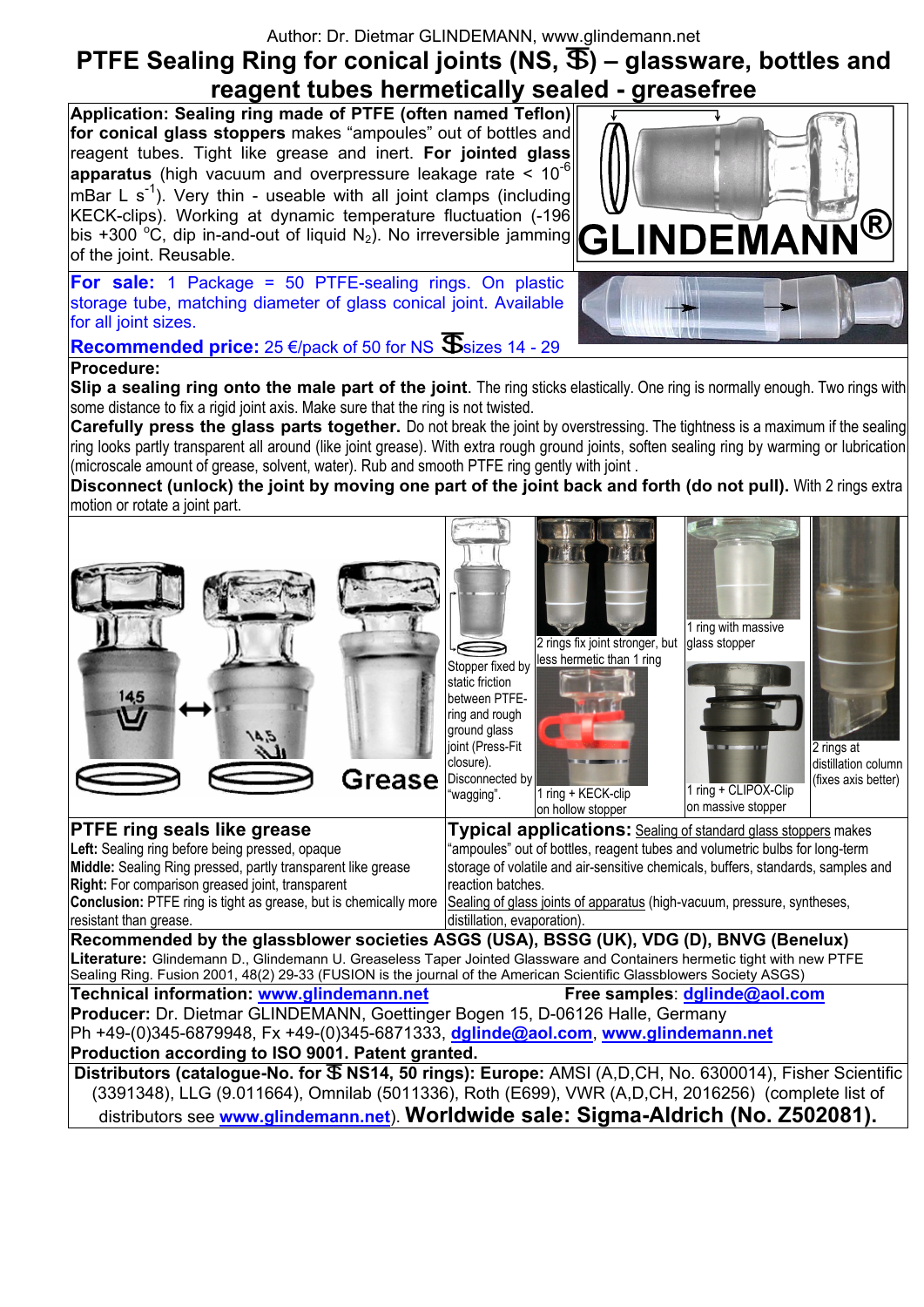Author: Dr. Dietmar GLINDEMANN, www.glindemann.net

# PTFE Sealing Ring for conical joints (NS, ₷) – glassware, bottles and reagent tubes hermetically sealed - greasefree

**Application: Sealing ring made of PTFE (often named Teflon) for conical glass stoppers** makes "ampoules" out of bottles and reagent tubes. Tight like grease and inert. **For jointed glass apparatus** (high vacuum and overpressure leakage rate < $10^{-6}$ mBar L $s^{-1}$). Very thin - useable with all joint clamps (including KECK-clips). Working at dynamic temperature fluctuation (-196 bis +300 °C, dip in-and-out of liquid $N_2$). No irreversible jamming of the joint. Reusable.

GLINDEMANN®

**For sale:** 1 Package = 50 PTFE-sealing rings. On plastic storage tube, matching diameter of glass conical joint. Available for all joint sizes.

**Recommended price:** 25 €/pack of 50 for NS ₷ sizes 14 - 29

**Procedure:**

**Slip a sealing ring onto the male part of the joint**. The ring sticks elastically. One ring is normally enough. Two rings with some distance to fix a rigid joint axis. Make sure that the ring is not twisted.

**Carefully press the glass parts together.** Do not break the joint by overstressing. The tightness is a maximum if the sealing ring looks partly transparent all around (like joint grease). With extra rough ground joints, soften sealing ring by warming or lubrication (microscale amount of grease, solvent, water). Rub and smooth PTFE ring gently with joint .

**Disconnect (unlock) the joint by moving one part of the joint back and forth (do not pull).** With 2 rings extra motion or rotate a joint part.

Grease

Stopper fixed by static friction between PTFE-ring and rough ground glass joint (Press-Fit closure). Disconnected by "wagging".

2 rings fix joint stronger, but less hermetic than 1 ring

1 ring + KECK-clip on hollow stopper

1 ring with massive glass stopper

1 ring + CLIPOX-Clip on massive stopper

2 rings at distillation column (fixes axis better)

**PTFE ring seals like grease**

**Left:** Sealing ring before being pressed, opaque
**Middle:** Sealing Ring pressed, partly transparent like grease
**Right:** For comparison greased joint, transparent
**Conclusion:** PTFE ring is tight as grease, but is chemically more resistant than grease.

**Typical applications:** Sealing of standard glass stoppers makes "ampoules" out of bottles, reagent tubes and volumetric bulbs for long-term storage of volatile and air-sensitive chemicals, buffers, standards, samples and reaction batches.
Sealing of glass joints of apparatus (high-vacuum, pressure, syntheses, distillation, evaporation).

**Recommended by the glassblower societies ASGS (USA), BSSG (UK), VDG (D), BNVG (Benelux)**

**Literature:** Glindemann D., Glindemann U. Greaseless Taper Jointed Glassware and Containers hermetic tight with new PTFE Sealing Ring. Fusion 2001, 48(2) 29-33 (FUSION is the journal of the American Scientific Glassblowers Society ASGS)

**Technical information:** www.glindemann.net **Free samples**: dglinde@aol.com

**Producer:** Dr. Dietmar GLINDEMANN, Goettinger Bogen 15, D-06126 Halle, Germany
Ph +49-(0)345-6879948, Fx +49-(0)345-6871333, dglinde@aol.com, www.glindemann.net

**Production according to ISO 9001. Patent granted.**

**Distributors (catalogue-No. for ₷ NS14, 50 rings): Europe:** AMSI (A,D,CH, No. 6300014), Fisher Scientific (3391348), LLG (9.011664), Omnilab (5011336), Roth (E699), VWR (A,D,CH, 2016256) (complete list of distributors see www.glindemann.net). **Worldwide sale: Sigma-Aldrich (No. Z502081).**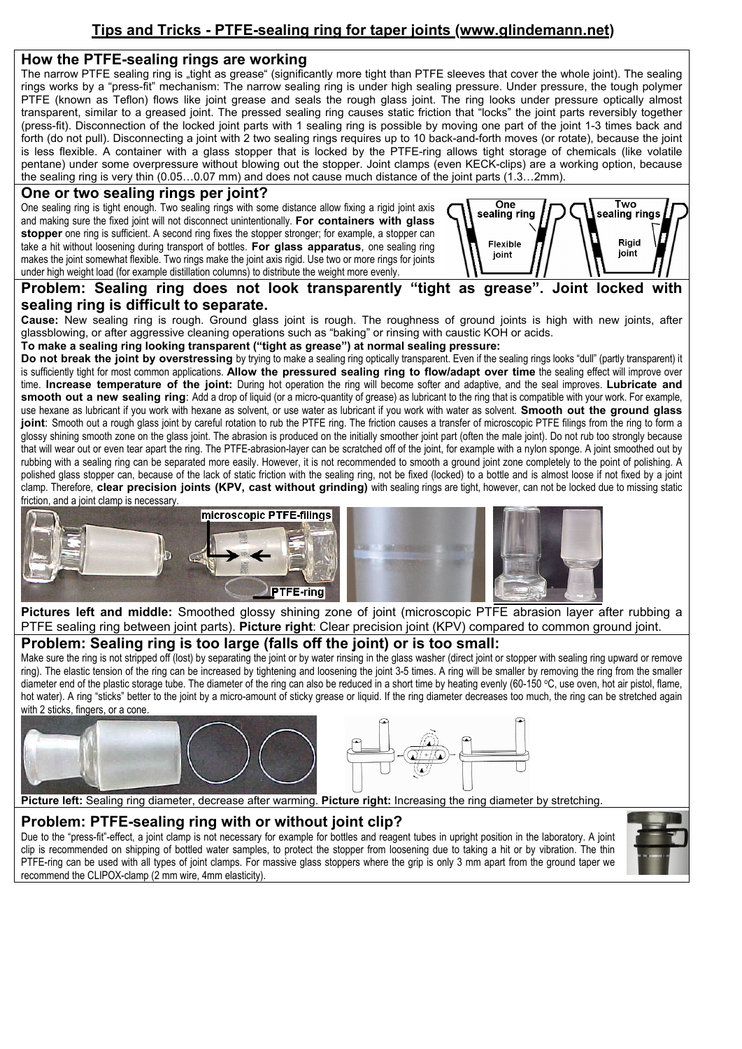# Tips and Tricks - PTFE-sealing ring for taper joints (www.glindemann.net)

## How the PTFE-sealing rings are working

The narrow PTFE sealing ring is „tight as grease" (significantly more tight than PTFE sleeves that cover the whole joint). The sealing rings works by a "press-fit" mechanism: The narrow sealing ring is under high sealing pressure. Under pressure, the tough polymer PTFE (known as Teflon) flows like joint grease and seals the rough glass joint. The ring looks under pressure optically almost transparent, similar to a greased joint. The pressed sealing ring causes static friction that "locks" the joint parts reversibly together (press-fit). Disconnection of the locked joint parts with 1 sealing ring is possible by moving one part of the joint 1-3 times back and forth (do not pull). Disconnecting a joint with 2 two sealing rings requires up to 10 back-and-forth moves (or rotate), because the joint is less flexible. A container with a glass stopper that is locked by the PTFE-ring allows tight storage of chemicals (like volatile pentane) under some overpressure without blowing out the stopper. Joint clamps (even KECK-clips) are a working option, because the sealing ring is very thin (0.05…0.07 mm) and does not cause much distance of the joint parts (1.3…2mm).

## One or two sealing rings per joint?

One sealing ring is tight enough. Two sealing rings with some distance allow fixing a rigid joint axis and making sure the fixed joint will not disconnect unintentionally. **For containers with glass stopper** one ring is sufficient. A second ring fixes the stopper stronger; for example, a stopper can take a hit without loosening during transport of bottles. **For glass apparatus**, one sealing ring makes the joint somewhat flexible. Two rings make the joint axis rigid. Use two or more rings for joints under high weight load (for example distillation columns) to distribute the weight more evenly.

One sealing ring — Flexible joint

Two sealing rings — Rigid joint

## Problem: Sealing ring does not look transparently "tight as grease". Joint locked with sealing ring is difficult to separate.

**Cause:** New sealing ring is rough. Ground glass joint is rough. The roughness of ground joints is high with new joints, after glassblowing, or after aggressive cleaning operations such as "baking" or rinsing with caustic KOH or acids.

**To make a sealing ring looking transparent ("tight as grease") at normal sealing pressure:**

**Do not break the joint by overstressing** by trying to make a sealing ring optically transparent. Even if the sealing rings looks "dull" (partly transparent) it is sufficiently tight for most common applications. **Allow the pressured sealing ring to flow/adapt over time** the sealing effect will improve over time. **Increase temperature of the joint:** During hot operation the ring will become softer and adaptive, and the seal improves. **Lubricate and smooth out a new sealing ring**: Add a drop of liquid (or a micro-quantity of grease) as lubricant to the ring that is compatible with your work. For example, use hexane as lubricant if you work with hexane as solvent, or use water as lubricant if you work with water as solvent. **Smooth out the ground glass joint**: Smooth out a rough glass joint by careful rotation to rub the PTFE ring. The friction causes a transfer of microscopic PTFE filings from the ring to form a glossy shining smooth zone on the glass joint. The abrasion is produced on the initially smoother joint part (often the male joint). Do not rub too strongly because that will wear out or even tear apart the ring. The PTFE-abrasion-layer can be scratched off of the joint, for example with a nylon sponge. A joint smoothed out by rubbing with a sealing ring can be separated more easily. However, it is not recommended to smooth a ground joint zone completely to the point of polishing. A polished glass stopper can, because of the lack of static friction with the sealing ring, not be fixed (locked) to a bottle and is almost loose if not fixed by a joint clamp. Therefore, **clear precision joints (KPV, cast without grinding)** with sealing rings are tight, however, can not be locked due to missing static friction, and a joint clamp is necessary.

microscopic PTFE-filings

PTFE-ring

**Pictures left and middle:** Smoothed glossy shining zone of joint (microscopic PTFE abrasion layer after rubbing a PTFE sealing ring between joint parts). **Picture right**: Clear precision joint (KPV) compared to common ground joint.

## Problem: Sealing ring is too large (falls off the joint) or is too small:

Make sure the ring is not stripped off (lost) by separating the joint or by water rinsing in the glass washer (direct joint or stopper with sealing ring upward or remove ring). The elastic tension of the ring can be increased by tightening and loosening the joint 3-5 times. A ring will be smaller by removing the ring from the smaller diameter end of the plastic storage tube. The diameter of the ring can also be reduced in a short time by heating evenly (60-150 °C, use oven, hot air pistol, flame, hot water). A ring "sticks" better to the joint by a micro-amount of sticky grease or liquid. If the ring diameter decreases too much, the ring can be stretched again with 2 sticks, fingers, or a cone.

**Picture left:** Sealing ring diameter, decrease after warming. **Picture right:** Increasing the ring diameter by stretching.

## Problem: PTFE-sealing ring with or without joint clip?

Due to the "press-fit"-effect, a joint clamp is not necessary for example for bottles and reagent tubes in upright position in the laboratory. A joint clip is recommended on shipping of bottled water samples, to protect the stopper from loosening due to taking a hit or by vibration. The thin PTFE-ring can be used with all types of joint clamps. For massive glass stoppers where the grip is only 3 mm apart from the ground taper we recommend the CLIPOX-clamp (2 mm wire, 4mm elasticity).